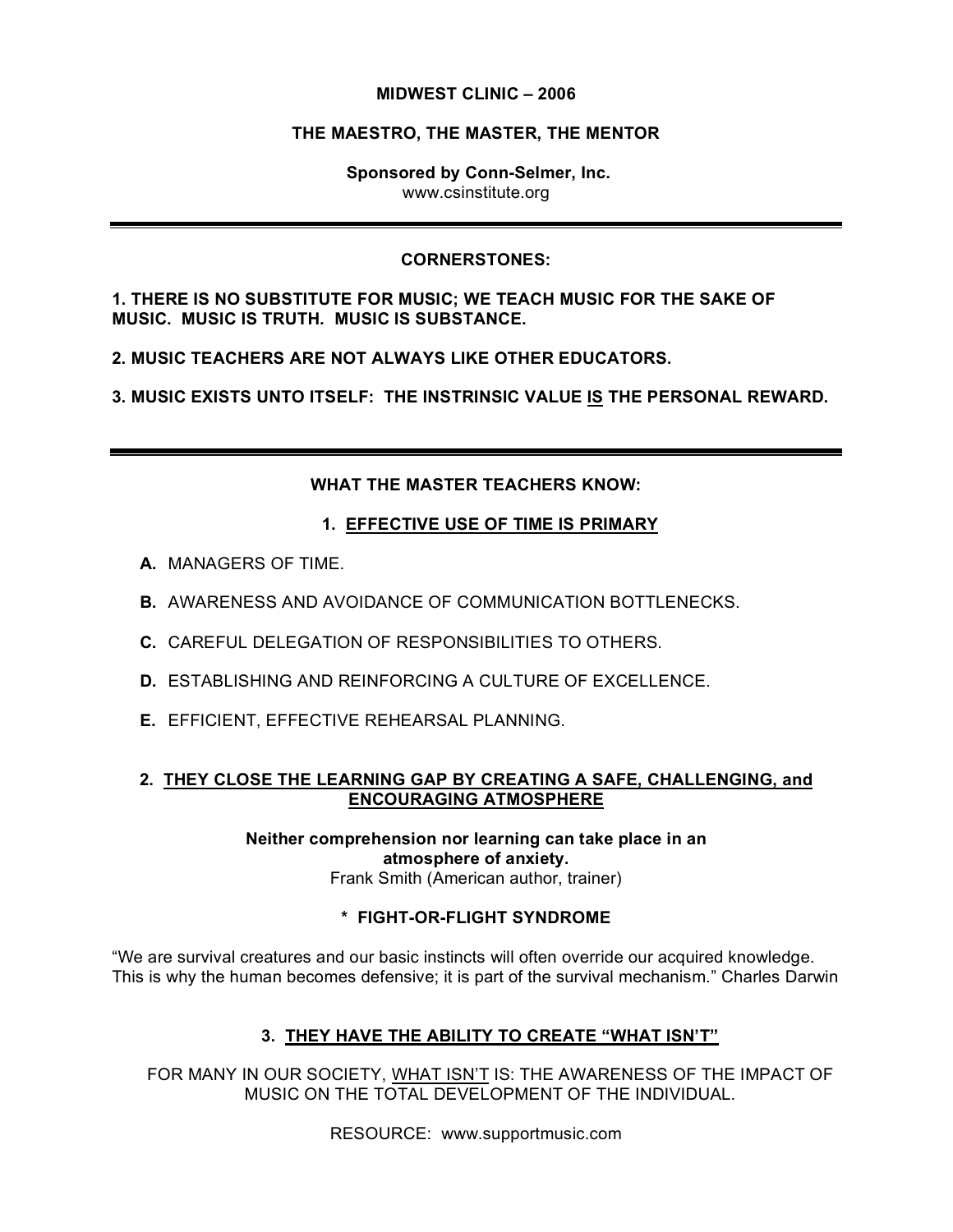**MIDWEST CLINIC – 2006**

**THE MAESTRO, THE MASTER, THE MENTOR**

**Sponsored by Conn-Selmer, Inc.**
www.csinstitute.org

---

## CORNERSTONES:

**1. THERE IS NO SUBSTITUTE FOR MUSIC; WE TEACH MUSIC FOR THE SAKE OF MUSIC. MUSIC IS TRUTH. MUSIC IS SUBSTANCE.**

**2. MUSIC TEACHERS ARE NOT ALWAYS LIKE OTHER EDUCATORS.**

**3. MUSIC EXISTS UNTO ITSELF: THE INSTRINSIC VALUE <u>IS</u> THE PERSONAL REWARD.**

---

## WHAT THE MASTER TEACHERS KNOW:

### 1. <u>EFFECTIVE USE OF TIME IS PRIMARY</u>

**A.** MANAGERS OF TIME.

**B.** AWARENESS AND AVOIDANCE OF COMMUNICATION BOTTLENECKS.

**C.** CAREFUL DELEGATION OF RESPONSIBILITIES TO OTHERS.

**D.** ESTABLISHING AND REINFORCING A CULTURE OF EXCELLENCE.

**E.** EFFICIENT, EFFECTIVE REHEARSAL PLANNING.

### 2. <u>THEY CLOSE THE LEARNING GAP BY CREATING A SAFE, CHALLENGING, and ENCOURAGING ATMOSPHERE</u>

**Neither comprehension nor learning can take place in an atmosphere of anxiety.**
Frank Smith (American author, trainer)

**\* FIGHT-OR-FLIGHT SYNDROME**

"We are survival creatures and our basic instincts will often override our acquired knowledge. This is why the human becomes defensive; it is part of the survival mechanism." Charles Darwin

### 3. <u>THEY HAVE THE ABILITY TO CREATE "WHAT ISN'T"</u>

FOR MANY IN OUR SOCIETY, <u>WHAT ISN'T</u> IS: THE AWARENESS OF THE IMPACT OF MUSIC ON THE TOTAL DEVELOPMENT OF THE INDIVIDUAL.

RESOURCE: www.supportmusic.com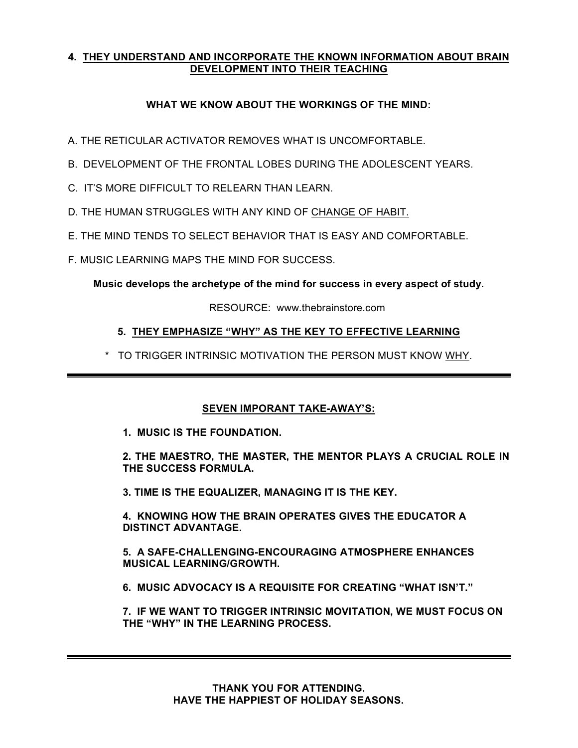## 4. THEY UNDERSTAND AND INCORPORATE THE KNOWN INFORMATION ABOUT BRAIN DEVELOPMENT INTO THEIR TEACHING

**WHAT WE KNOW ABOUT THE WORKINGS OF THE MIND:**

A. THE RETICULAR ACTIVATOR REMOVES WHAT IS UNCOMFORTABLE.

B. DEVELOPMENT OF THE FRONTAL LOBES DURING THE ADOLESCENT YEARS.

C. IT'S MORE DIFFICULT TO RELEARN THAN LEARN.

D. THE HUMAN STRUGGLES WITH ANY KIND OF CHANGE OF HABIT.

E. THE MIND TENDS TO SELECT BEHAVIOR THAT IS EASY AND COMFORTABLE.

F. MUSIC LEARNING MAPS THE MIND FOR SUCCESS.

**Music develops the archetype of the mind for success in every aspect of study.**

RESOURCE: www.thebrainstore.com

## 5. THEY EMPHASIZE "WHY" AS THE KEY TO EFFECTIVE LEARNING

* TO TRIGGER INTRINSIC MOTIVATION THE PERSON MUST KNOW WHY.

---

## SEVEN IMPORANT TAKE-AWAY'S:

**1. MUSIC IS THE FOUNDATION.**

**2. THE MAESTRO, THE MASTER, THE MENTOR PLAYS A CRUCIAL ROLE IN THE SUCCESS FORMULA.**

**3. TIME IS THE EQUALIZER, MANAGING IT IS THE KEY.**

**4. KNOWING HOW THE BRAIN OPERATES GIVES THE EDUCATOR A DISTINCT ADVANTAGE.**

**5. A SAFE-CHALLENGING-ENCOURAGING ATMOSPHERE ENHANCES MUSICAL LEARNING/GROWTH.**

**6. MUSIC ADVOCACY IS A REQUISITE FOR CREATING "WHAT ISN'T."**

**7. IF WE WANT TO TRIGGER INTRINSIC MOVITATION, WE MUST FOCUS ON THE "WHY" IN THE LEARNING PROCESS.**

---

**THANK YOU FOR ATTENDING.**
**HAVE THE HAPPIEST OF HOLIDAY SEASONS.**